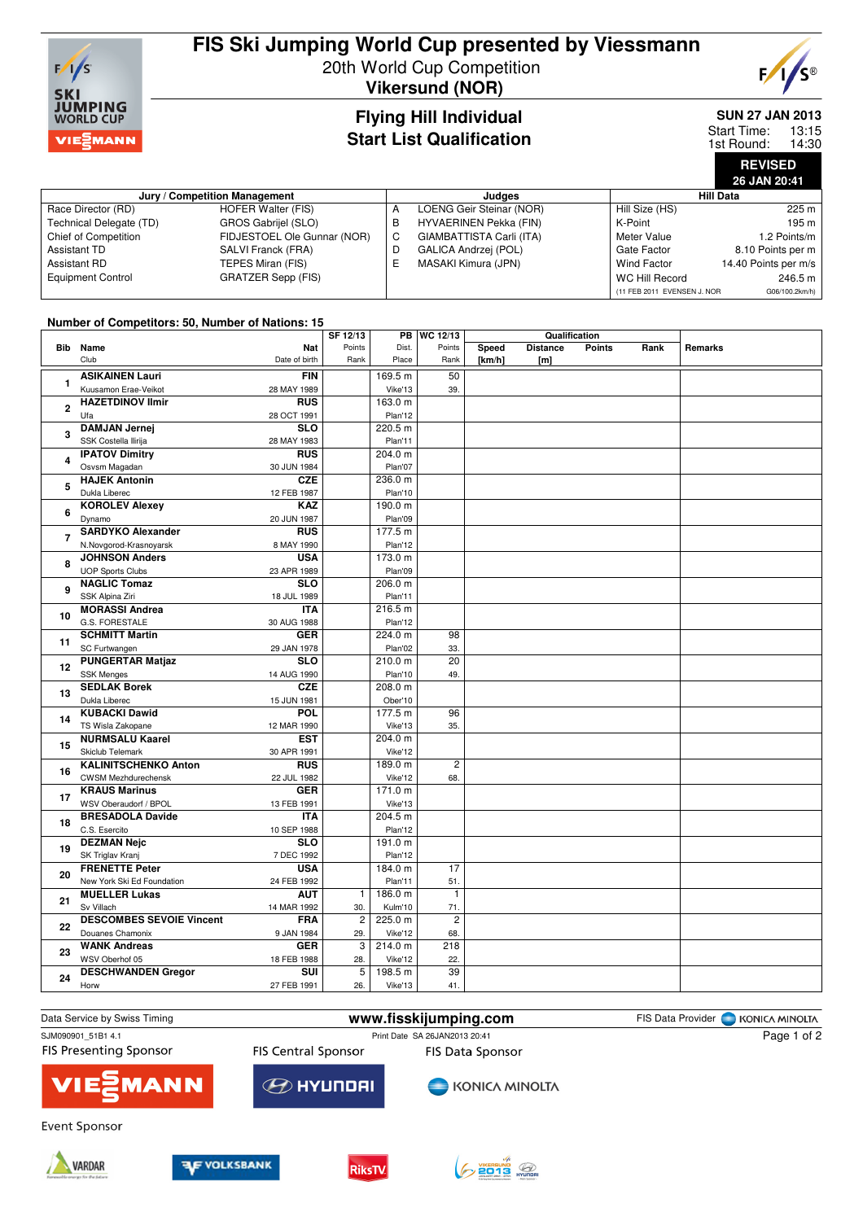# FIS Ski Jumping World Cup presented by Viessmann

20th World Cup Competition
**Vikersund (NOR)**

## Flying Hill Individual
## Start List Qualification

**SUN 27 JAN 2013**
Start Time: 13:15
1st Round: 14:30

**REVISED**
**26 JAN 20:41**

| Jury / Competition Management | |
|---|---|
| Race Director (RD) | HOFER Walter (FIS) |
| Technical Delegate (TD) | GROS Gabrijel (SLO) |
| Chief of Competition | FIDJESTOEL Ole Gunnar (NOR) |
| Assistant TD | SALVI Franck (FRA) |
| Assistant RD | TEPES Miran (FIS) |
| Equipment Control | GRATZER Sepp (FIS) |

| Judges | |
|---|---|
| A | LOENG Geir Steinar (NOR) |
| B | HYVAERINEN Pekka (FIN) |
| C | GIAMBATTISTA Carli (ITA) |
| D | GALICA Andrzej (POL) |
| E | MASAKI Kimura (JPN) |

| Hill Data | |
|---|---|
| Hill Size (HS) | 225 m |
| K-Point | 195 m |
| Meter Value | 1.2 Points/m |
| Gate Factor | 8.10 Points per m |
| Wind Factor | 14.40 Points per m/s |
| WC Hill Record | 246.5 m |
| (11 FEB 2011 EVENSEN J. NOR | G06/100.2km/h) |

**Number of Competitors: 50, Number of Nations: 15**

| Bib | Name / Club | Nat / Date of birth | SF 12/13 Points / Rank | PB Dist. / Place | WC 12/13 Points / Rank | Speed [km/h] | Distance [m] | Points | Rank | Remarks |
|---|---|---|---|---|---|---|---|---|---|---|
| 1 | ASIKAINEN Lauri / Kuusamon Erae-Veikot | FIN / 28 MAY 1989 | | 169.5 m / Vike'13 | 50 / 39. | | | | | |
| 2 | HAZETDINOV Ilmir / Ufa | RUS / 28 OCT 1991 | | 163.0 m / Plan'12 | | | | | | |
| 3 | DAMJAN Jernej / SSK Costella Ilirija | SLO / 28 MAY 1983 | | 220.5 m / Plan'11 | | | | | | |
| 4 | IPATOV Dmitry / Osvsm Magadan | RUS / 30 JUN 1984 | | 204.0 m / Plan'07 | | | | | | |
| 5 | HAJEK Antonin / Dukla Liberec | CZE / 12 FEB 1987 | | 236.0 m / Plan'10 | | | | | | |
| 6 | KOROLEV Alexey / Dynamo | KAZ / 20 JUN 1987 | | 190.0 m / Plan'09 | | | | | | |
| 7 | SARDYKO Alexander / N.Novgorod-Krasnoyarsk | RUS / 8 MAY 1990 | | 177.5 m / Plan'12 | | | | | | |
| 8 | JOHNSON Anders / UOP Sports Clubs | USA / 23 APR 1989 | | 173.0 m / Plan'09 | | | | | | |
| 9 | NAGLIC Tomaz / SSK Alpina Ziri | SLO / 18 JUL 1989 | | 206.0 m / Plan'11 | | | | | | |
| 10 | MORASSI Andrea / G.S. FORESTALE | ITA / 30 AUG 1988 | | 216.5 m / Plan'12 | | | | | | |
| 11 | SCHMITT Martin / SC Furtwangen | GER / 29 JAN 1978 | | 224.0 m / Plan'02 | 98 / 33. | | | | | |
| 12 | PUNGERTAR Matjaz / SSK Menges | SLO / 14 AUG 1990 | | 210.0 m / Plan'10 | 20 / 49. | | | | | |
| 13 | SEDLAK Borek / Dukla Liberec | CZE / 15 JUN 1981 | | 208.0 m / Ober'10 | | | | | | |
| 14 | KUBACKI Dawid / TS Wisla Zakopane | POL / 12 MAR 1990 | | 177.5 m / Vike'13 | 96 / 35. | | | | | |
| 15 | NURMSALU Kaarel / Skiclub Telemark | EST / 30 APR 1991 | | 204.0 m / Vike'12 | | | | | | |
| 16 | KALINITSCHENKO Anton / CWSM Mezhdurechensk | RUS / 22 JUL 1982 | | 189.0 m / Vike'12 | 2 / 68. | | | | | |
| 17 | KRAUS Marinus / WSV Oberaudorf / BPOL | GER / 13 FEB 1991 | | 171.0 m / Vike'13 | | | | | | |
| 18 | BRESADOLA Davide / C.S. Esercito | ITA / 10 SEP 1988 | | 204.5 m / Plan'12 | | | | | | |
| 19 | DEZMAN Nejc / SK Triglav Kranj | SLO / 7 DEC 1992 | | 191.0 m / Plan'12 | | | | | | |
| 20 | FRENETTE Peter / New York Ski Ed Foundation | USA / 24 FEB 1992 | | 184.0 m / Plan'11 | 17 / 51. | | | | | |
| 21 | MUELLER Lukas / Sv Villach | AUT / 14 MAR 1992 | 1 / 30. | 186.0 m / Kulm'10 | 1 / 71. | | | | | |
| 22 | DESCOMBES SEVOIE Vincent / Douanes Chamonix | FRA / 9 JAN 1984 | 2 / 29. | 225.0 m / Vike'12 | 2 / 68. | | | | | |
| 23 | WANK Andreas / WSV Oberhof 05 | GER / 18 FEB 1988 | 3 / 28. | 214.0 m / Vike'12 | 218 / 22. | | | | | |
| 24 | DESCHWANDEN Gregor / Horw | SUI / 27 FEB 1991 | 5 / 26. | 198.5 m / Vike'13 | 39 / 41. | | | | | |

Data Service by Swiss Timing — www.fisskijumping.com — FIS Data Provider KONICA MINOLTA

SJM090901_51B1 4.1 — Print Date SA 26JAN2013 20:41

FIS Presenting Sponsor: VIESSMANN — FIS Central Sponsor: HYUNDAI — FIS Data Sponsor: KONICA MINOLTA

Event Sponsor: VARDAR, VOLKSBANK, RiksTV, VIKERSUND 2013, HYUNDAI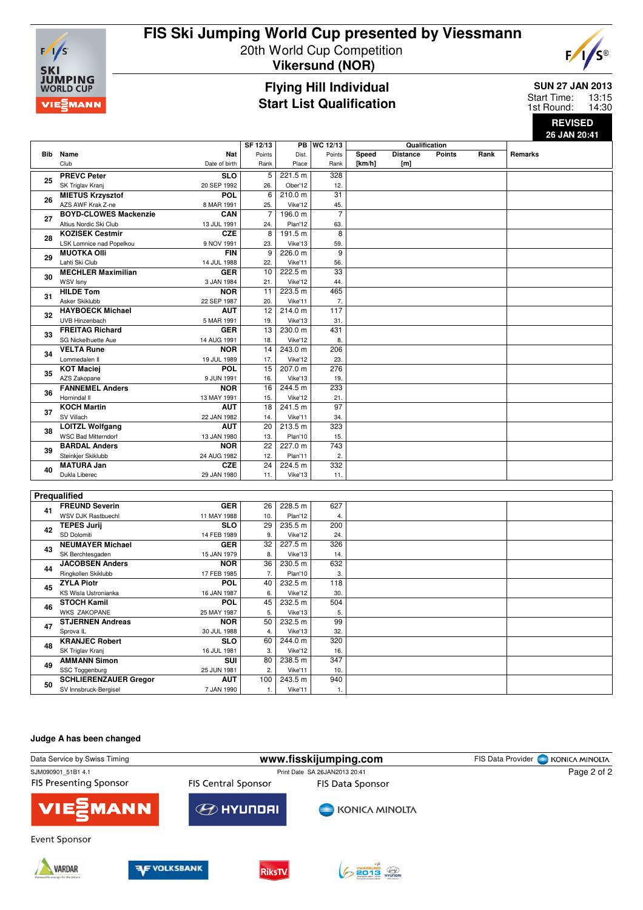# FIS Ski Jumping World Cup presented by Viessmann

20th World Cup Competition
**Vikersund (NOR)**

## Flying Hill Individual
## Start List Qualification

**SUN 27 JAN 2013**
Start Time: 13:15
1st Round: 14:30

**REVISED**
**26 JAN 20:41**

| Bib | Name / Club | Nat / Date of birth | SF 12/13 Points / Rank | PB Dist. / Place | WC 12/13 Points / Rank | Speed [km/h] | Distance [m] | Points | Rank | Remarks |
|---|---|---|---|---|---|---|---|---|---|---|
| 25 | **PREVC Peter** / SK Triglav Kranj | **SLO** / 20 SEP 1992 | 5 / 26. | 221.5 m / Ober'12 | 328 / 12. | | | | | |
| 26 | **MIETUS Krzysztof** / AZS AWF Krak Z-ne | **POL** / 8 MAR 1991 | 6 / 25. | 210.0 m / Vike'12 | 31 / 45. | | | | | |
| 27 | **BOYD-CLOWES Mackenzie** / Altius Nordic Ski Club | **CAN** / 13 JUL 1991 | 7 / 24. | 196.0 m / Plan'12 | 7 / 63. | | | | | |
| 28 | **KOZISEK Cestmir** / LSK Lomnice nad Popelkou | **CZE** / 9 NOV 1991 | 8 / 23. | 191.5 m / Vike'13 | 8 / 59. | | | | | |
| 29 | **MUOTKA Olli** / Lahti Ski Club | **FIN** / 14 JUL 1988 | 9 / 22. | 226.0 m / Vike'11 | 9 / 56. | | | | | |
| 30 | **MECHLER Maximilian** / WSV Isny | **GER** / 3 JAN 1984 | 10 / 21. | 222.5 m / Vike'12 | 33 / 44. | | | | | |
| 31 | **HILDE Tom** / Asker Skiklubb | **NOR** / 22 SEP 1987 | 11 / 20. | 223.5 m / Vike'11 | 465 / 7. | | | | | |
| 32 | **HAYBOECK Michael** / UVB Hinzenbach | **AUT** / 5 MAR 1991 | 12 / 19. | 214.0 m / Vike'13 | 117 / 31. | | | | | |
| 33 | **FREITAG Richard** / SG Nickelhuette Aue | **GER** / 14 AUG 1991 | 13 / 18. | 230.0 m / Vike'12 | 431 / 8. | | | | | |
| 34 | **VELTA Rune** / Lommedalen Il | **NOR** / 19 JUL 1989 | 14 / 17. | 243.0 m / Vike'12 | 206 / 23. | | | | | |
| 35 | **KOT Maciej** / AZS Zakopane | **POL** / 9 JUN 1991 | 15 / 16. | 207.0 m / Vike'13 | 276 / 19. | | | | | |
| 36 | **FANNEMEL Anders** / Hornindal Il | **NOR** / 13 MAY 1991 | 16 / 15. | 244.5 m / Vike'12 | 233 / 21. | | | | | |
| 37 | **KOCH Martin** / SV Villach | **AUT** / 22 JAN 1982 | 18 / 14. | 241.5 m / Vike'11 | 97 / 34. | | | | | |
| 38 | **LOITZL Wolfgang** / WSC Bad Mitterndorf | **AUT** / 13 JAN 1980 | 20 / 13. | 213.5 m / Plan'10 | 323 / 15. | | | | | |
| 39 | **BARDAL Anders** / Steinkjer Skiklubb | **NOR** / 24 AUG 1982 | 22 / 12. | 227.0 m / Plan'11 | 743 / 2. | | | | | |
| 40 | **MATURA Jan** / Dukla Liberec | **CZE** / 29 JAN 1980 | 24 / 11. | 224.5 m / Vike'13 | 332 / 11. | | | | | |

**Prequalified**

| Bib | Name / Club | Nat / Date of birth | SF 12/13 Points / Rank | PB Dist. / Place | WC 12/13 Points / Rank | Speed [km/h] | Distance [m] | Points | Rank | Remarks |
|---|---|---|---|---|---|---|---|---|---|---|
| 41 | **FREUND Severin** / WSV DJK Rastbuechl | **GER** / 11 MAY 1988 | 26 / 10. | 228.5 m / Plan'12 | 627 / 4. | | | | | |
| 42 | **TEPES Jurij** / SD Dolomiti | **SLO** / 14 FEB 1989 | 29 / 9. | 235.5 m / Vike'12 | 200 / 24. | | | | | |
| 43 | **NEUMAYER Michael** / SK Berchtesgaden | **GER** / 15 JAN 1979 | 32 / 8. | 227.5 m / Vike'13 | 326 / 14. | | | | | |
| 44 | **JACOBSEN Anders** / Ringkollen Skiklubb | **NOR** / 17 FEB 1985 | 36 / 7. | 230.5 m / Plan'10 | 632 / 3. | | | | | |
| 45 | **ZYLA Piotr** / KS Wisla Ustronianka | **POL** / 16 JAN 1987 | 40 / 6. | 232.5 m / Vike'12 | 118 / 30. | | | | | |
| 46 | **STOCH Kamil** / WKS ZAKOPANE | **POL** / 25 MAY 1987 | 45 / 5. | 232.5 m / Vike'13 | 504 / 5. | | | | | |
| 47 | **STJERNEN Andreas** / Sprova IL | **NOR** / 30 JUL 1988 | 50 / 4. | 232.5 m / Vike'13 | 99 / 32. | | | | | |
| 48 | **KRANJEC Robert** / SK Triglav Kranj | **SLO** / 16 JUL 1981 | 60 / 3. | 244.0 m / Vike'12 | 320 / 16. | | | | | |
| 49 | **AMMANN Simon** / SSC Toggenburg | **SUI** / 25 JUN 1981 | 80 / 2. | 238.5 m / Vike'11 | 347 / 10. | | | | | |
| 50 | **SCHLIERENZAUER Gregor** / SV Innsbruck-Bergisel | **AUT** / 7 JAN 1990 | 100 / 1. | 243.5 m / Vike'11 | 940 / 1. | | | | | |

**Judge A has been changed**

Data Service by Swiss Timing — www.fisskijumping.com — FIS Data Provider KONICA MINOLTA

SJM090901_51B1 4.1 — Print Date SA 26JAN2013 20:41

FIS Presenting Sponsor: VIESSMANN — FIS Central Sponsor: HYUNDAI — FIS Data Sponsor: KONICA MINOLTA

Event Sponsor: VARDAR, VOLKSBANK, RiksTV, VIKERSUND 2013